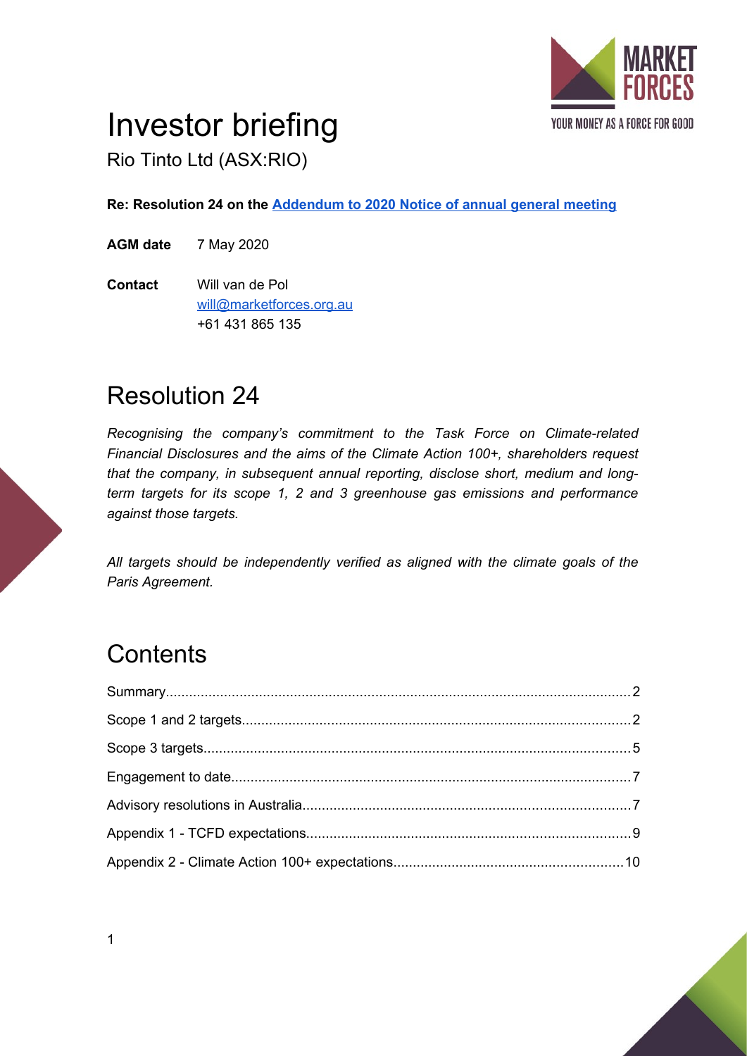# Investor briefing

Rio Tinto Ltd (ASX:RIO)

**Re: Resolution 24 on the [Addendum to 2020 Notice of annual general meeting]()**

**AGM date** 7 May 2020

**Contact** Will van de Pol
will@marketforces.org.au
+61 431 865 135

## Resolution 24

*Recognising the company's commitment to the Task Force on Climate-related Financial Disclosures and the aims of the Climate Action 100+, shareholders request that the company, in subsequent annual reporting, disclose short, medium and long-term targets for its scope 1, 2 and 3 greenhouse gas emissions and performance against those targets.*

*All targets should be independently verified as aligned with the climate goals of the Paris Agreement.*

## Contents

Summary....2
Scope 1 and 2 targets....2
Scope 3 targets....5
Engagement to date....7
Advisory resolutions in Australia....7
Appendix 1 - TCFD expectations....9
Appendix 2 - Climate Action 100+ expectations....10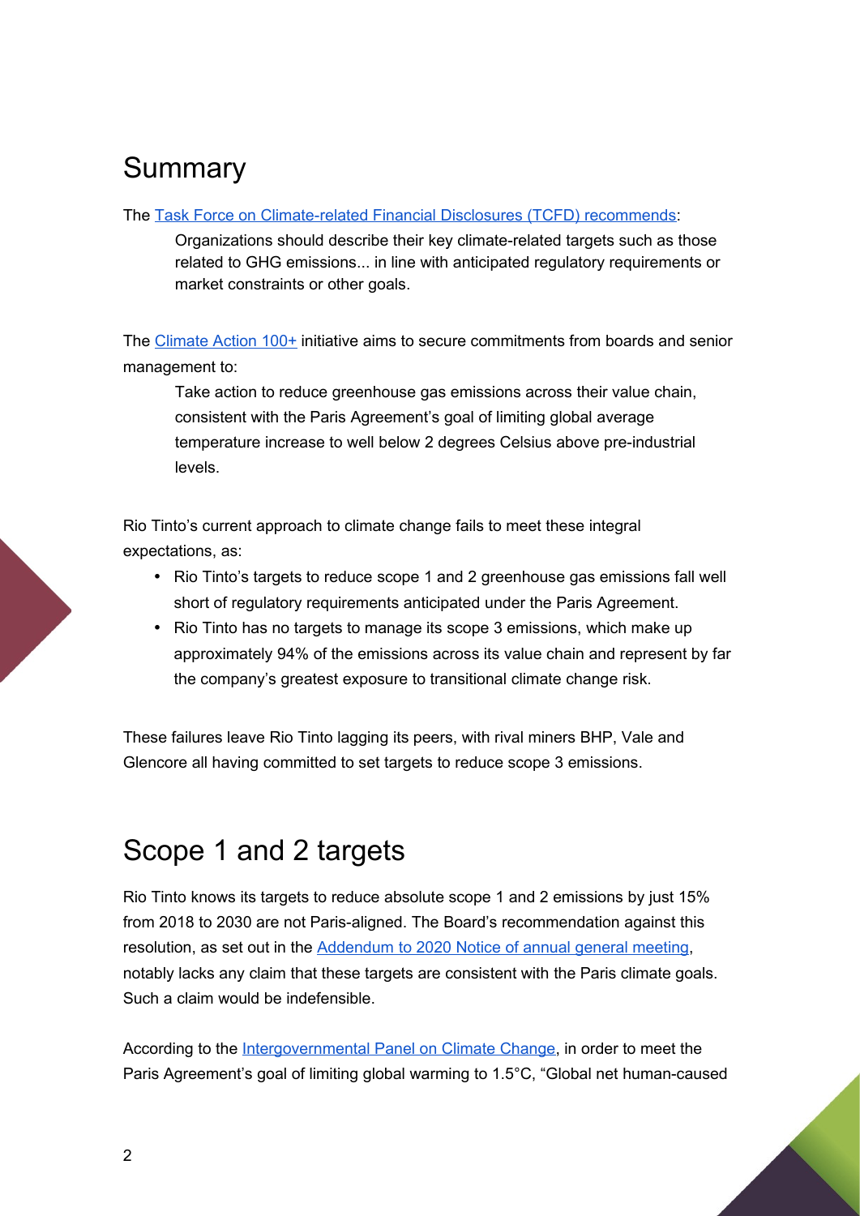# Summary

The [Task Force on Climate-related Financial Disclosures (TCFD) recommends](#):

> Organizations should describe their key climate-related targets such as those related to GHG emissions... in line with anticipated regulatory requirements or market constraints or other goals.

The [Climate Action 100+](#) initiative aims to secure commitments from boards and senior management to:

> Take action to reduce greenhouse gas emissions across their value chain, consistent with the Paris Agreement's goal of limiting global average temperature increase to well below 2 degrees Celsius above pre-industrial levels.

Rio Tinto's current approach to climate change fails to meet these integral expectations, as:

- Rio Tinto's targets to reduce scope 1 and 2 greenhouse gas emissions fall well short of regulatory requirements anticipated under the Paris Agreement.
- Rio Tinto has no targets to manage its scope 3 emissions, which make up approximately 94% of the emissions across its value chain and represent by far the company's greatest exposure to transitional climate change risk.

These failures leave Rio Tinto lagging its peers, with rival miners BHP, Vale and Glencore all having committed to set targets to reduce scope 3 emissions.

# Scope 1 and 2 targets

Rio Tinto knows its targets to reduce absolute scope 1 and 2 emissions by just 15% from 2018 to 2030 are not Paris-aligned. The Board's recommendation against this resolution, as set out in the [Addendum to 2020 Notice of annual general meeting](#), notably lacks any claim that these targets are consistent with the Paris climate goals. Such a claim would be indefensible.

According to the [Intergovernmental Panel on Climate Change](#), in order to meet the Paris Agreement's goal of limiting global warming to 1.5°C, "Global net human-caused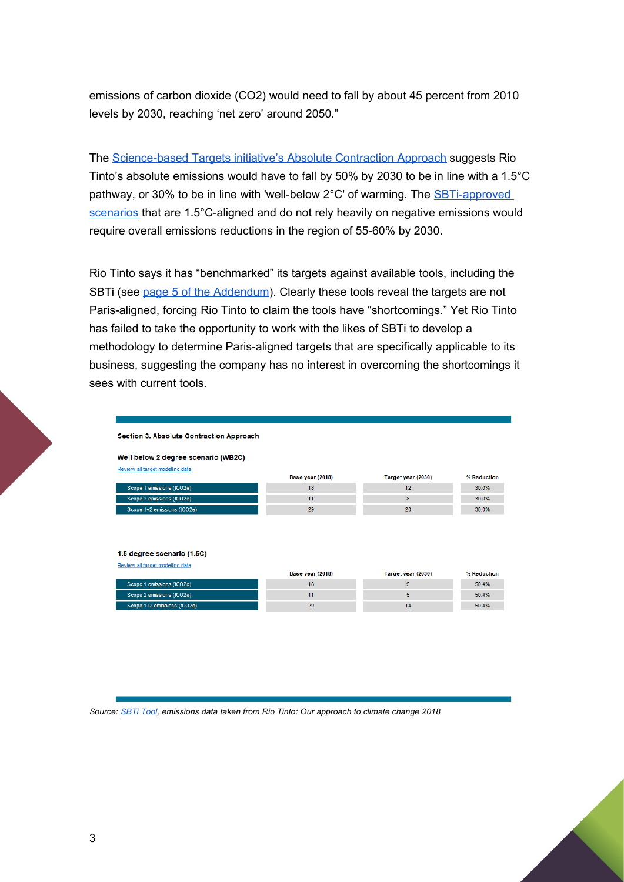emissions of carbon dioxide ($CO_2$) would need to fall by about 45 percent from 2010 levels by 2030, reaching 'net zero' around 2050."

The Science-based Targets initiative's Absolute Contraction Approach suggests Rio Tinto's absolute emissions would have to fall by 50% by 2030 to be in line with a 1.5°C pathway, or 30% to be in line with 'well-below 2°C' of warming. The SBTi-approved scenarios that are 1.5°C-aligned and do not rely heavily on negative emissions would require overall emissions reductions in the region of 55-60% by 2030.

Rio Tinto says it has "benchmarked" its targets against available tools, including the SBTi (see page 5 of the Addendum). Clearly these tools reveal the targets are not Paris-aligned, forcing Rio Tinto to claim the tools have "shortcomings." Yet Rio Tinto has failed to take the opportunity to work with the likes of SBTi to develop a methodology to determine Paris-aligned targets that are specifically applicable to its business, suggesting the company has no interest in overcoming the shortcomings it sees with current tools.

**Section 3. Absolute Contraction Approach**

**Well below 2 degree scenario (WB2C)**

Review all target modelling data

| | Base year (2018) | Target year (2030) | % Reduction |
|---|---|---|---|
| Scope 1 emissions (tCO2e) | 18 | 12 | 30.0% |
| Scope 2 emissions (tCO2e) | 11 | 8 | 30.0% |
| Scope 1+2 emissions (tCO2e) | 29 | 20 | 30.0% |

**1.5 degree scenario (1.5C)**

Review all target modelling data

| | Base year (2018) | Target year (2030) | % Reduction |
|---|---|---|---|
| Scope 1 emissions (tCO2e) | 18 | 9 | 50.4% |
| Scope 2 emissions (tCO2e) | 11 | 5 | 50.4% |
| Scope 1+2 emissions (tCO2e) | 29 | 14 | 50.4% |

*Source: SBTi Tool, emissions data taken from Rio Tinto: Our approach to climate change 2018*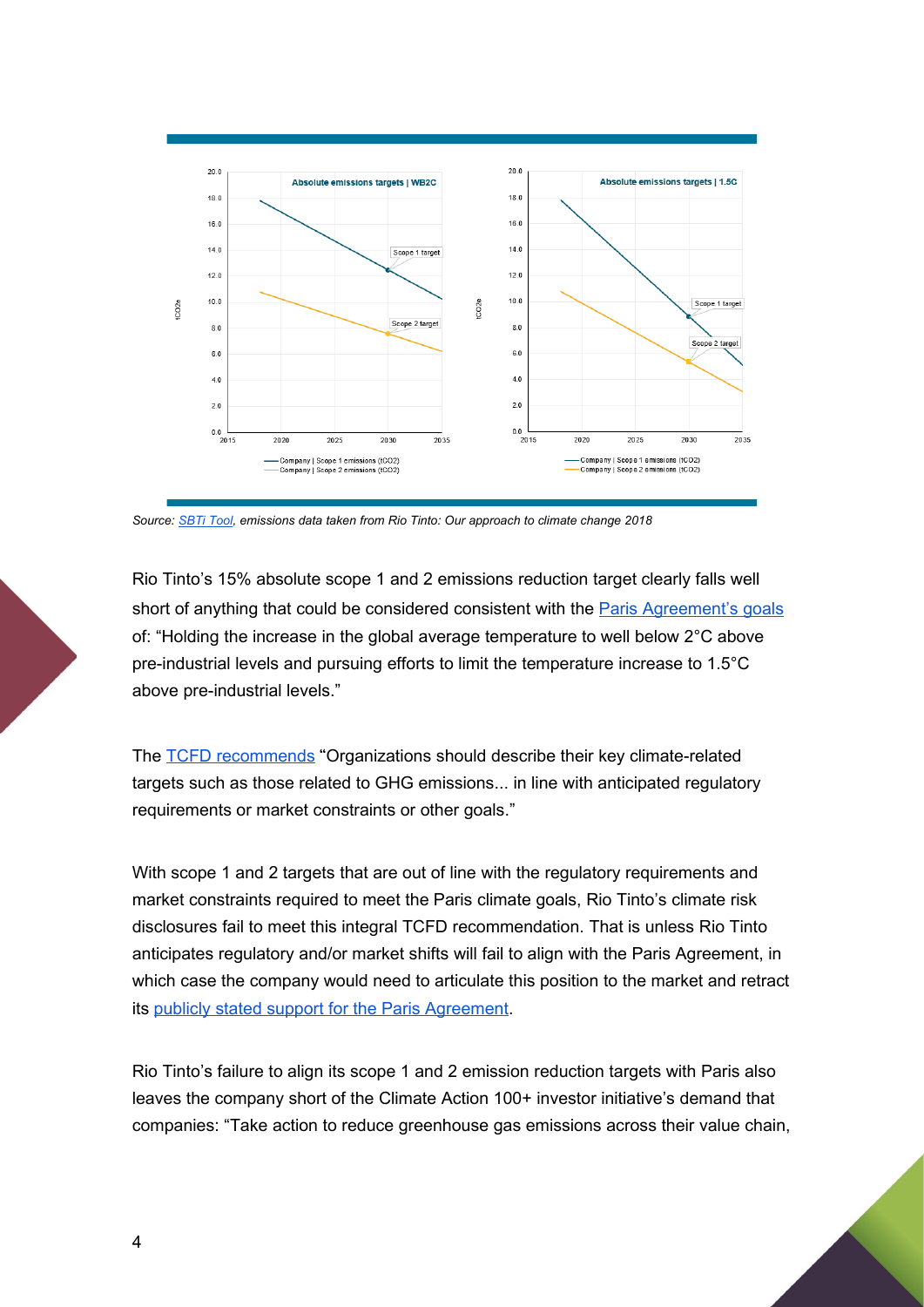*Source: [SBTi Tool](), emissions data taken from Rio Tinto: Our approach to climate change 2018*

Rio Tinto's 15% absolute scope 1 and 2 emissions reduction target clearly falls well short of anything that could be considered consistent with the [Paris Agreement's goals]() of: "Holding the increase in the global average temperature to well below 2°C above pre-industrial levels and pursuing efforts to limit the temperature increase to 1.5°C above pre-industrial levels."

The [TCFD recommends]() "Organizations should describe their key climate-related targets such as those related to GHG emissions... in line with anticipated regulatory requirements or market constraints or other goals."

With scope 1 and 2 targets that are out of line with the regulatory requirements and market constraints required to meet the Paris climate goals, Rio Tinto's climate risk disclosures fail to meet this integral TCFD recommendation. That is unless Rio Tinto anticipates regulatory and/or market shifts will fail to align with the Paris Agreement, in which case the company would need to articulate this position to the market and retract its [publicly stated support for the Paris Agreement]().

Rio Tinto's failure to align its scope 1 and 2 emission reduction targets with Paris also leaves the company short of the Climate Action 100+ investor initiative's demand that companies: "Take action to reduce greenhouse gas emissions across their value chain,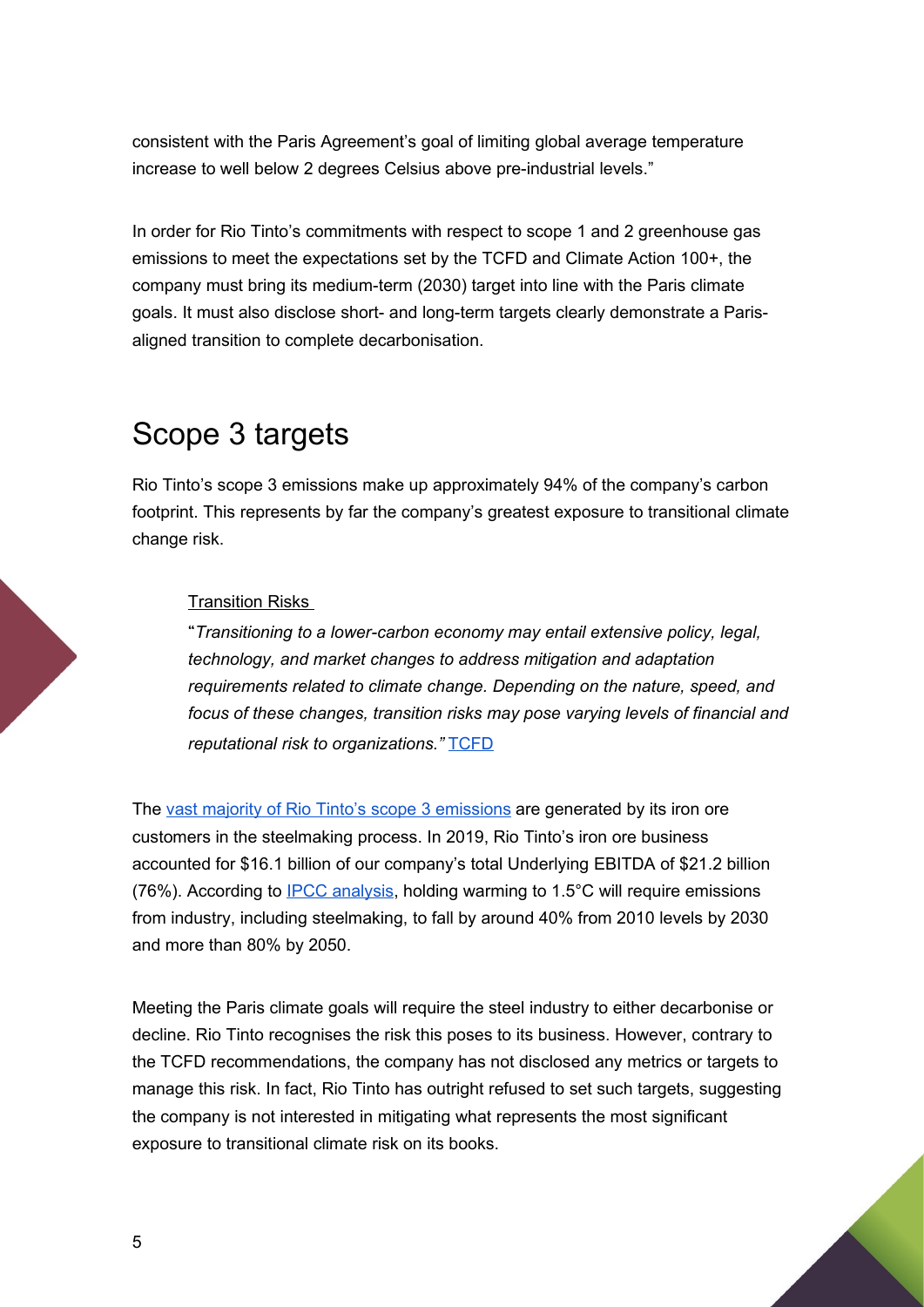consistent with the Paris Agreement's goal of limiting global average temperature increase to well below 2 degrees Celsius above pre-industrial levels."

In order for Rio Tinto's commitments with respect to scope 1 and 2 greenhouse gas emissions to meet the expectations set by the TCFD and Climate Action 100+, the company must bring its medium-term (2030) target into line with the Paris climate goals. It must also disclose short- and long-term targets clearly demonstrate a Paris-aligned transition to complete decarbonisation.

# Scope 3 targets

Rio Tinto's scope 3 emissions make up approximately 94% of the company's carbon footprint. This represents by far the company's greatest exposure to transitional climate change risk.

> Transition Risks
>
> "*Transitioning to a lower-carbon economy may entail extensive policy, legal, technology, and market changes to address mitigation and adaptation requirements related to climate change. Depending on the nature, speed, and focus of these changes, transition risks may pose varying levels of financial and reputational risk to organizations."* TCFD

The vast majority of Rio Tinto's scope 3 emissions are generated by its iron ore customers in the steelmaking process. In 2019, Rio Tinto's iron ore business accounted for $16.1 billion of our company's total Underlying EBITDA of $21.2 billion (76%). According to IPCC analysis, holding warming to 1.5°C will require emissions from industry, including steelmaking, to fall by around 40% from 2010 levels by 2030 and more than 80% by 2050.

Meeting the Paris climate goals will require the steel industry to either decarbonise or decline. Rio Tinto recognises the risk this poses to its business. However, contrary to the TCFD recommendations, the company has not disclosed any metrics or targets to manage this risk. In fact, Rio Tinto has outright refused to set such targets, suggesting the company is not interested in mitigating what represents the most significant exposure to transitional climate risk on its books.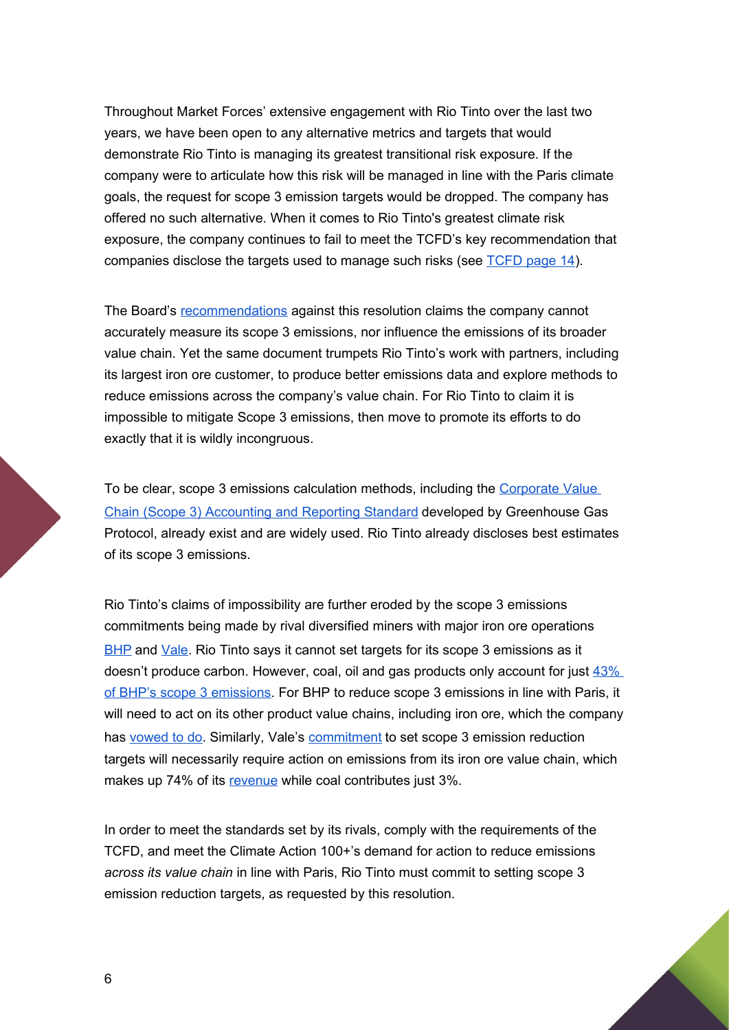Throughout Market Forces' extensive engagement with Rio Tinto over the last two years, we have been open to any alternative metrics and targets that would demonstrate Rio Tinto is managing its greatest transitional risk exposure. If the company were to articulate how this risk will be managed in line with the Paris climate goals, the request for scope 3 emission targets would be dropped. The company has offered no such alternative. When it comes to Rio Tinto's greatest climate risk exposure, the company continues to fail to meet the TCFD's key recommendation that companies disclose the targets used to manage such risks (see TCFD page 14).

The Board's recommendations against this resolution claims the company cannot accurately measure its scope 3 emissions, nor influence the emissions of its broader value chain. Yet the same document trumpets Rio Tinto's work with partners, including its largest iron ore customer, to produce better emissions data and explore methods to reduce emissions across the company's value chain. For Rio Tinto to claim it is impossible to mitigate Scope 3 emissions, then move to promote its efforts to do exactly that it is wildly incongruous.

To be clear, scope 3 emissions calculation methods, including the Corporate Value Chain (Scope 3) Accounting and Reporting Standard developed by Greenhouse Gas Protocol, already exist and are widely used. Rio Tinto already discloses best estimates of its scope 3 emissions.

Rio Tinto's claims of impossibility are further eroded by the scope 3 emissions commitments being made by rival diversified miners with major iron ore operations BHP and Vale. Rio Tinto says it cannot set targets for its scope 3 emissions as it doesn't produce carbon. However, coal, oil and gas products only account for just 43% of BHP's scope 3 emissions. For BHP to reduce scope 3 emissions in line with Paris, it will need to act on its other product value chains, including iron ore, which the company has vowed to do. Similarly, Vale's commitment to set scope 3 emission reduction targets will necessarily require action on emissions from its iron ore value chain, which makes up 74% of its revenue while coal contributes just 3%.

In order to meet the standards set by its rivals, comply with the requirements of the TCFD, and meet the Climate Action 100+'s demand for action to reduce emissions *across its value chain* in line with Paris, Rio Tinto must commit to setting scope 3 emission reduction targets, as requested by this resolution.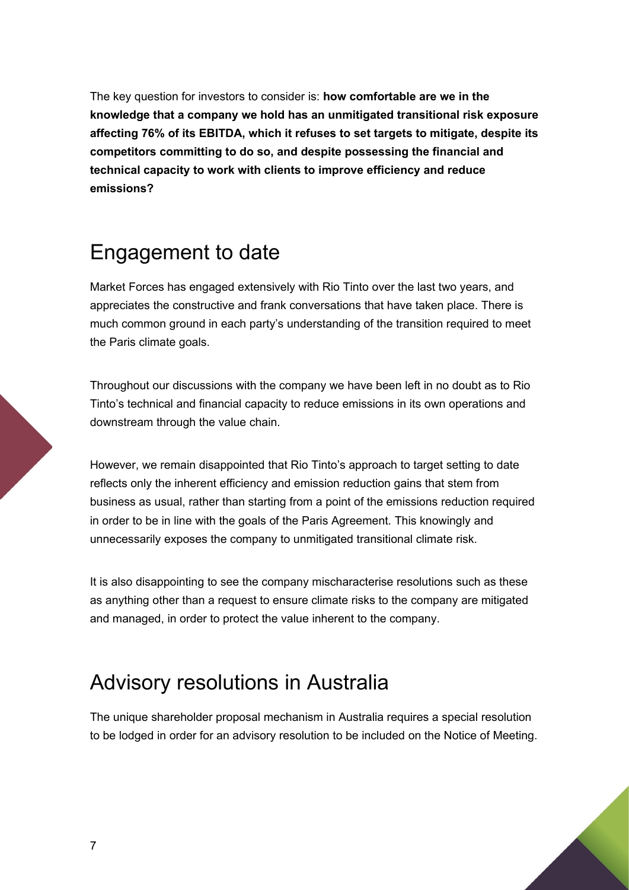The key question for investors to consider is: **how comfortable are we in the knowledge that a company we hold has an unmitigated transitional risk exposure affecting 76% of its EBITDA, which it refuses to set targets to mitigate, despite its competitors committing to do so, and despite possessing the financial and technical capacity to work with clients to improve efficiency and reduce emissions?**

## Engagement to date

Market Forces has engaged extensively with Rio Tinto over the last two years, and appreciates the constructive and frank conversations that have taken place. There is much common ground in each party's understanding of the transition required to meet the Paris climate goals.

Throughout our discussions with the company we have been left in no doubt as to Rio Tinto's technical and financial capacity to reduce emissions in its own operations and downstream through the value chain.

However, we remain disappointed that Rio Tinto's approach to target setting to date reflects only the inherent efficiency and emission reduction gains that stem from business as usual, rather than starting from a point of the emissions reduction required in order to be in line with the goals of the Paris Agreement. This knowingly and unnecessarily exposes the company to unmitigated transitional climate risk.

It is also disappointing to see the company mischaracterise resolutions such as these as anything other than a request to ensure climate risks to the company are mitigated and managed, in order to protect the value inherent to the company.

## Advisory resolutions in Australia

The unique shareholder proposal mechanism in Australia requires a special resolution to be lodged in order for an advisory resolution to be included on the Notice of Meeting.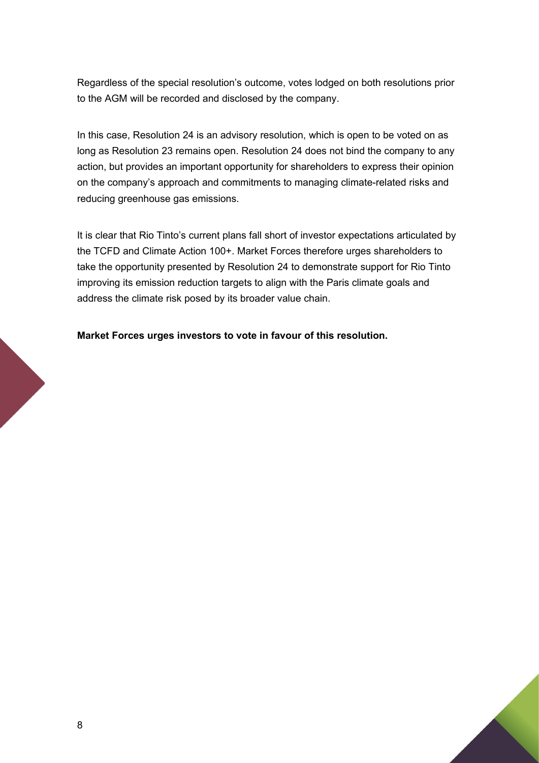Regardless of the special resolution's outcome, votes lodged on both resolutions prior to the AGM will be recorded and disclosed by the company.

In this case, Resolution 24 is an advisory resolution, which is open to be voted on as long as Resolution 23 remains open. Resolution 24 does not bind the company to any action, but provides an important opportunity for shareholders to express their opinion on the company's approach and commitments to managing climate-related risks and reducing greenhouse gas emissions.

It is clear that Rio Tinto's current plans fall short of investor expectations articulated by the TCFD and Climate Action 100+. Market Forces therefore urges shareholders to take the opportunity presented by Resolution 24 to demonstrate support for Rio Tinto improving its emission reduction targets to align with the Paris climate goals and address the climate risk posed by its broader value chain.

**Market Forces urges investors to vote in favour of this resolution.**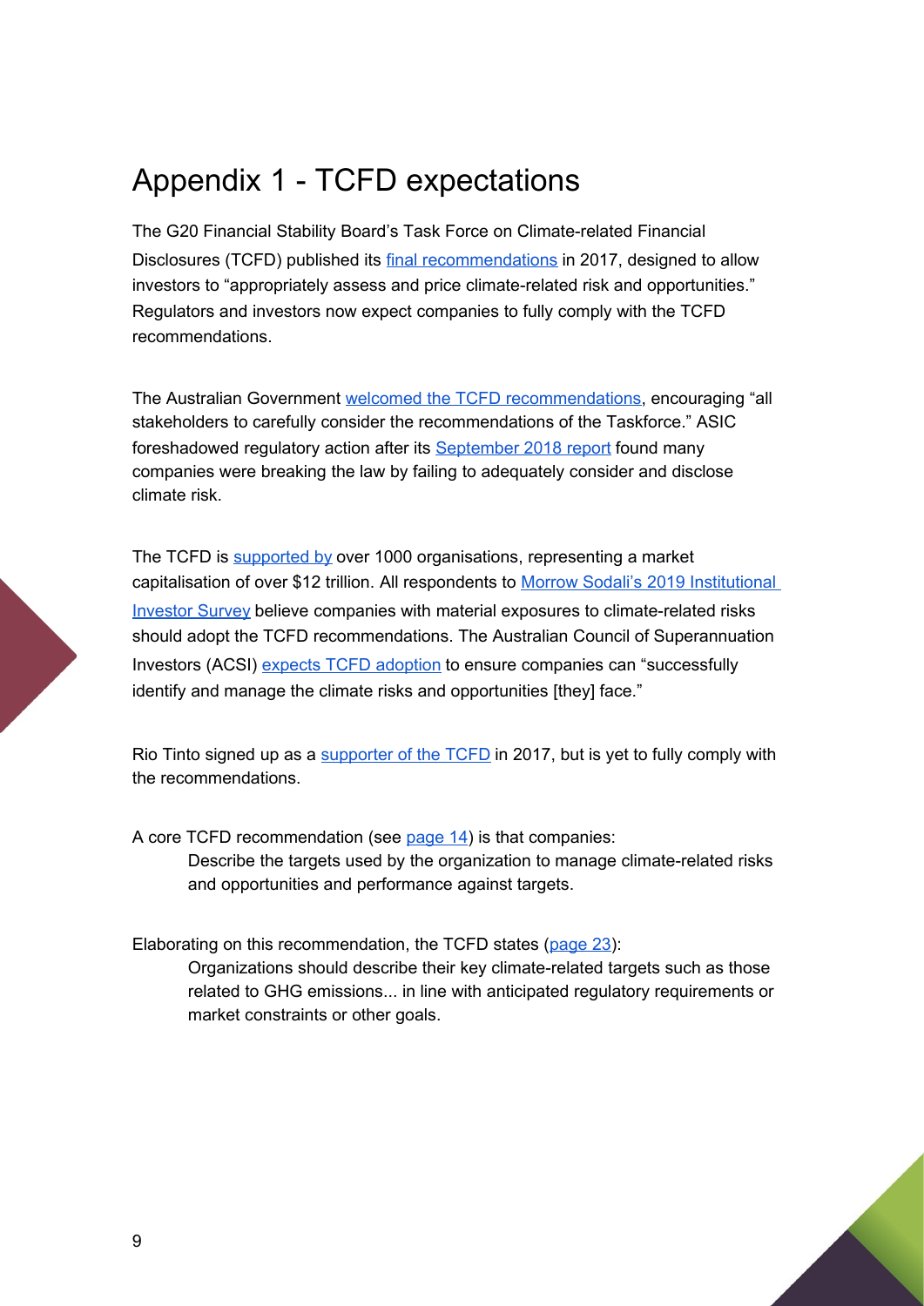# Appendix 1 - TCFD expectations

The G20 Financial Stability Board's Task Force on Climate-related Financial Disclosures (TCFD) published its final recommendations in 2017, designed to allow investors to "appropriately assess and price climate-related risk and opportunities." Regulators and investors now expect companies to fully comply with the TCFD recommendations.

The Australian Government welcomed the TCFD recommendations, encouraging "all stakeholders to carefully consider the recommendations of the Taskforce." ASIC foreshadowed regulatory action after its September 2018 report found many companies were breaking the law by failing to adequately consider and disclose climate risk.

The TCFD is supported by over 1000 organisations, representing a market capitalisation of over $12 trillion. All respondents to Morrow Sodali's 2019 Institutional Investor Survey believe companies with material exposures to climate-related risks should adopt the TCFD recommendations. The Australian Council of Superannuation Investors (ACSI) expects TCFD adoption to ensure companies can "successfully identify and manage the climate risks and opportunities [they] face."

Rio Tinto signed up as a supporter of the TCFD in 2017, but is yet to fully comply with the recommendations.

A core TCFD recommendation (see page 14) is that companies:

> Describe the targets used by the organization to manage climate-related risks and opportunities and performance against targets.

Elaborating on this recommendation, the TCFD states (page 23):

> Organizations should describe their key climate-related targets such as those related to GHG emissions... in line with anticipated regulatory requirements or market constraints or other goals.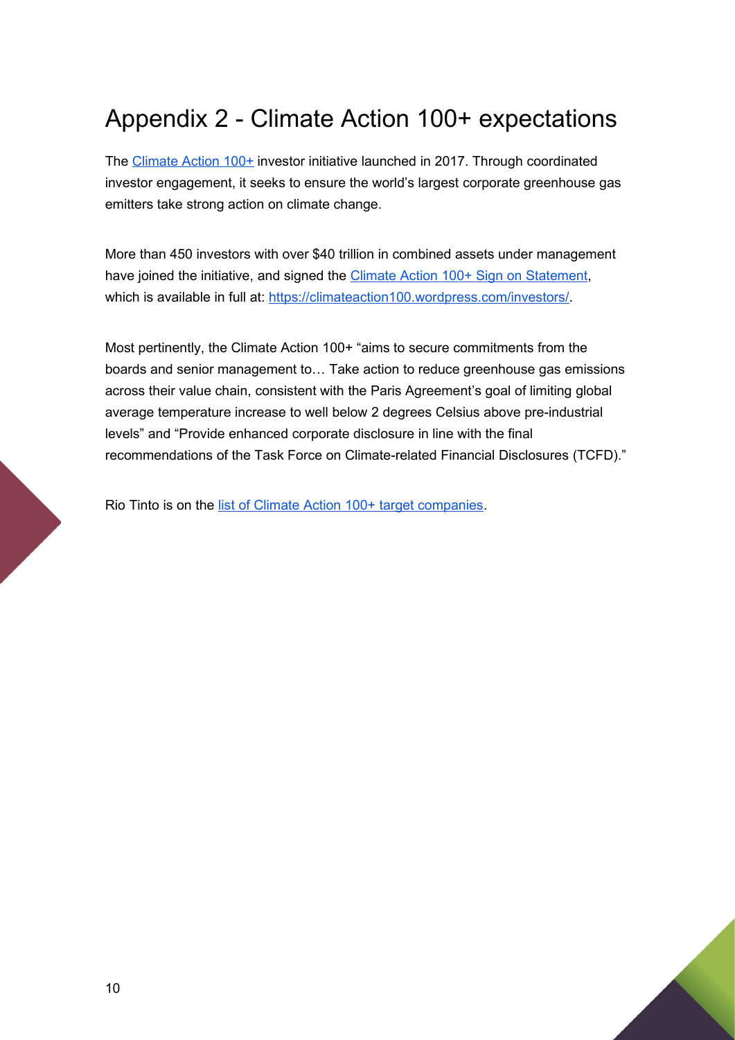# Appendix 2 - Climate Action 100+ expectations

The Climate Action 100+ investor initiative launched in 2017. Through coordinated investor engagement, it seeks to ensure the world's largest corporate greenhouse gas emitters take strong action on climate change.

More than 450 investors with over $40 trillion in combined assets under management have joined the initiative, and signed the Climate Action 100+ Sign on Statement, which is available in full at: https://climateaction100.wordpress.com/investors/.

Most pertinently, the Climate Action 100+ "aims to secure commitments from the boards and senior management to… Take action to reduce greenhouse gas emissions across their value chain, consistent with the Paris Agreement's goal of limiting global average temperature increase to well below 2 degrees Celsius above pre-industrial levels" and "Provide enhanced corporate disclosure in line with the final recommendations of the Task Force on Climate-related Financial Disclosures (TCFD)."

Rio Tinto is on the list of Climate Action 100+ target companies.